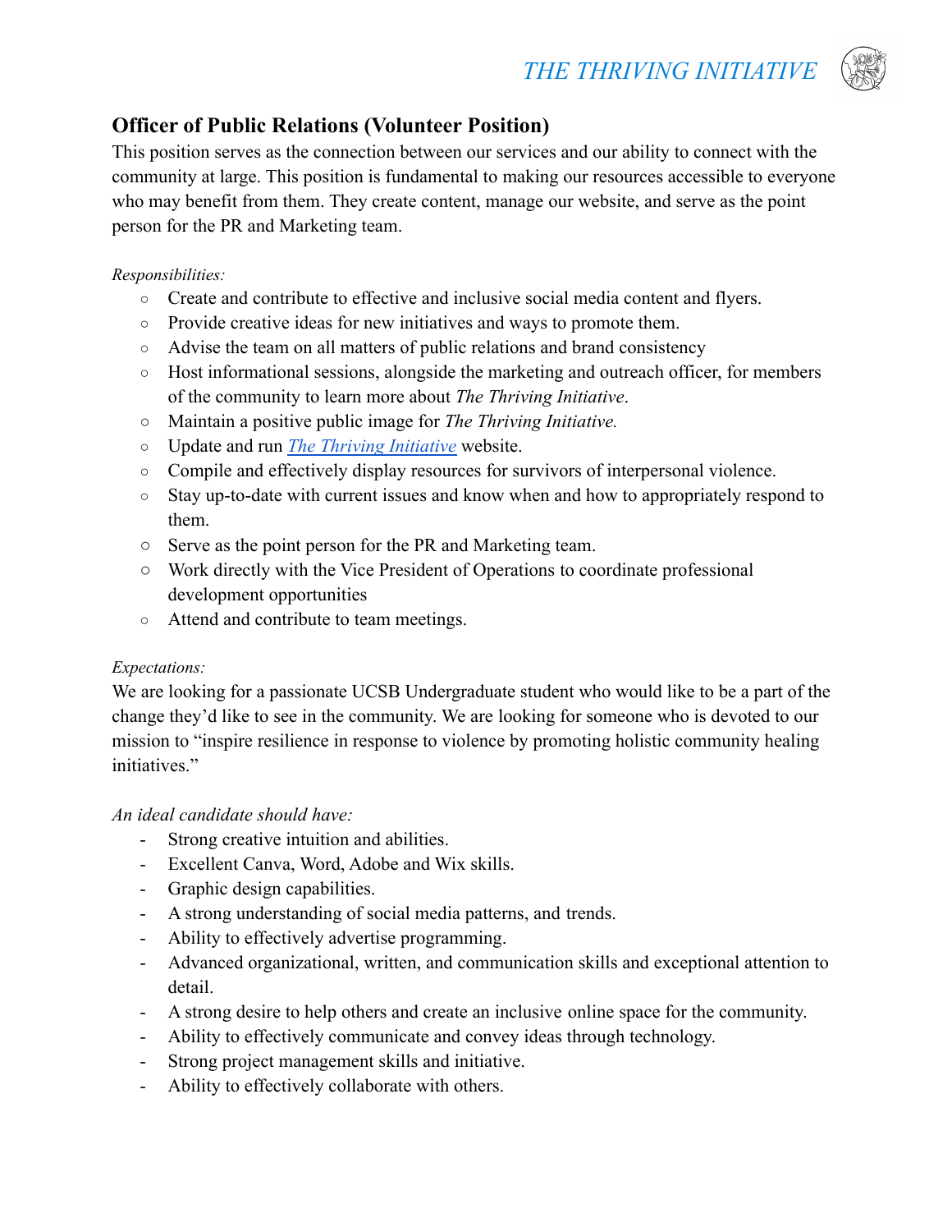# Officer of Public Relations (Volunteer Position)

This position serves as the connection between our services and our ability to connect with the community at large. This position is fundamental to making our resources accessible to everyone who may benefit from them. They create content, manage our website, and serve as the point person for the PR and Marketing team.

*Responsibilities:*

- Create and contribute to effective and inclusive social media content and flyers.
- Provide creative ideas for new initiatives and ways to promote them.
- Advise the team on all matters of public relations and brand consistency
- Host informational sessions, alongside the marketing and outreach officer, for members of the community to learn more about *The Thriving Initiative*.
- Maintain a positive public image for *The Thriving Initiative.*
- Update and run *The Thriving Initiative* website.
- Compile and effectively display resources for survivors of interpersonal violence.
- Stay up-to-date with current issues and know when and how to appropriately respond to them.
- Serve as the point person for the PR and Marketing team.
- Work directly with the Vice President of Operations to coordinate professional development opportunities
- Attend and contribute to team meetings.

*Expectations:*

We are looking for a passionate UCSB Undergraduate student who would like to be a part of the change they'd like to see in the community. We are looking for someone who is devoted to our mission to "inspire resilience in response to violence by promoting holistic community healing initiatives."

*An ideal candidate should have:*

- Strong creative intuition and abilities.
- Excellent Canva, Word, Adobe and Wix skills.
- Graphic design capabilities.
- A strong understanding of social media patterns, and trends.
- Ability to effectively advertise programming.
- Advanced organizational, written, and communication skills and exceptional attention to detail.
- A strong desire to help others and create an inclusive online space for the community.
- Ability to effectively communicate and convey ideas through technology.
- Strong project management skills and initiative.
- Ability to effectively collaborate with others.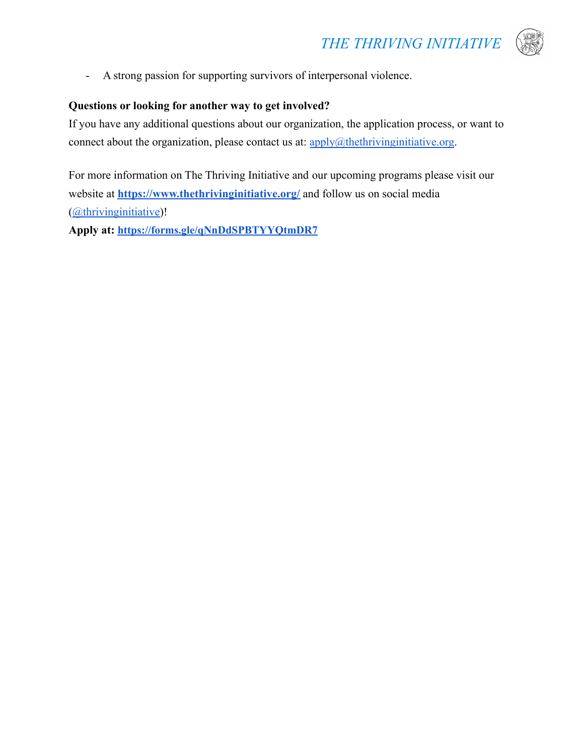- A strong passion for supporting survivors of interpersonal violence.

**Questions or looking for another way to get involved?**

If you have any additional questions about our organization, the application process, or want to connect about the organization, please contact us at: apply@thethrivinginitiative.org.

For more information on The Thriving Initiative and our upcoming programs please visit our website at **https://www.thethrivinginitiative.org/** and follow us on social media (@thrivinginitiative)!

**Apply at: https://forms.gle/qNnDdSPBTYYQtmDR7**